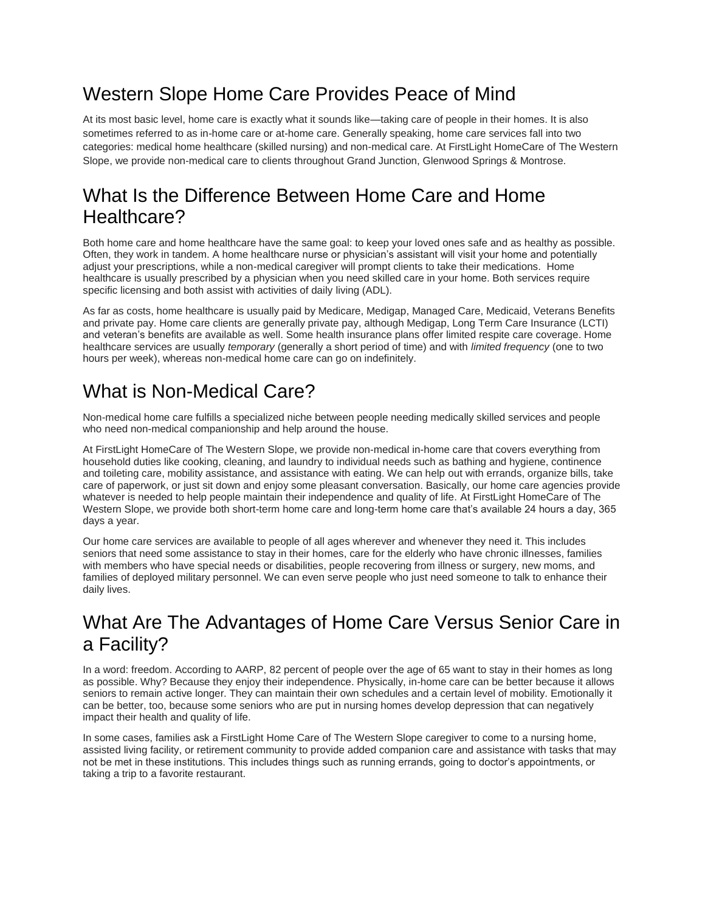# Western Slope Home Care Provides Peace of Mind

At its most basic level, home care is exactly what it sounds like—taking care of people in their homes. It is also sometimes referred to as in-home care or at-home care. Generally speaking, home care services fall into two categories: medical home healthcare (skilled nursing) and non-medical care. At FirstLight HomeCare of The Western Slope, we provide non-medical care to clients throughout Grand Junction, Glenwood Springs & Montrose.

# What Is the Difference Between Home Care and Home Healthcare?

Both home care and home healthcare have the same goal: to keep your loved ones safe and as healthy as possible. Often, they work in tandem. A home healthcare nurse or physician's assistant will visit your home and potentially adjust your prescriptions, while a non-medical caregiver will prompt clients to take their medications. Home healthcare is usually prescribed by a physician when you need skilled care in your home. Both services require specific licensing and both assist with activities of daily living (ADL).

As far as costs, home healthcare is usually paid by Medicare, Medigap, Managed Care, Medicaid, Veterans Benefits and private pay. Home care clients are generally private pay, although Medigap, Long Term Care Insurance (LCTI) and veteran's benefits are available as well. Some health insurance plans offer limited respite care coverage. Home healthcare services are usually *temporary* (generally a short period of time) and with *limited frequency* (one to two hours per week), whereas non-medical home care can go on indefinitely.

# What is Non-Medical Care?

Non-medical home care fulfills a specialized niche between people needing medically skilled services and people who need non-medical companionship and help around the house.

At FirstLight HomeCare of The Western Slope, we provide non-medical in-home care that covers everything from household duties like cooking, cleaning, and laundry to individual needs such as bathing and hygiene, continence and toileting care, mobility assistance, and assistance with eating. We can help out with errands, organize bills, take care of paperwork, or just sit down and enjoy some pleasant conversation. Basically, our home care agencies provide whatever is needed to help people maintain their independence and quality of life. At FirstLight HomeCare of The Western Slope, we provide both short-term home care and long-term home care that's available 24 hours a day, 365 days a year.

Our home care services are available to people of all ages wherever and whenever they need it. This includes seniors that need some assistance to stay in their homes, care for the elderly who have chronic illnesses, families with members who have special needs or disabilities, people recovering from illness or surgery, new moms, and families of deployed military personnel. We can even serve people who just need someone to talk to enhance their daily lives.

# What Are The Advantages of Home Care Versus Senior Care in a Facility?

In a word: freedom. According to AARP, 82 percent of people over the age of 65 want to stay in their homes as long as possible. Why? Because they enjoy their independence. Physically, in-home care can be better because it allows seniors to remain active longer. They can maintain their own schedules and a certain level of mobility. Emotionally it can be better, too, because some seniors who are put in nursing homes develop depression that can negatively impact their health and quality of life.

In some cases, families ask a FirstLight Home Care of The Western Slope caregiver to come to a nursing home, assisted living facility, or retirement community to provide added companion care and assistance with tasks that may not be met in these institutions. This includes things such as running errands, going to doctor's appointments, or taking a trip to a favorite restaurant.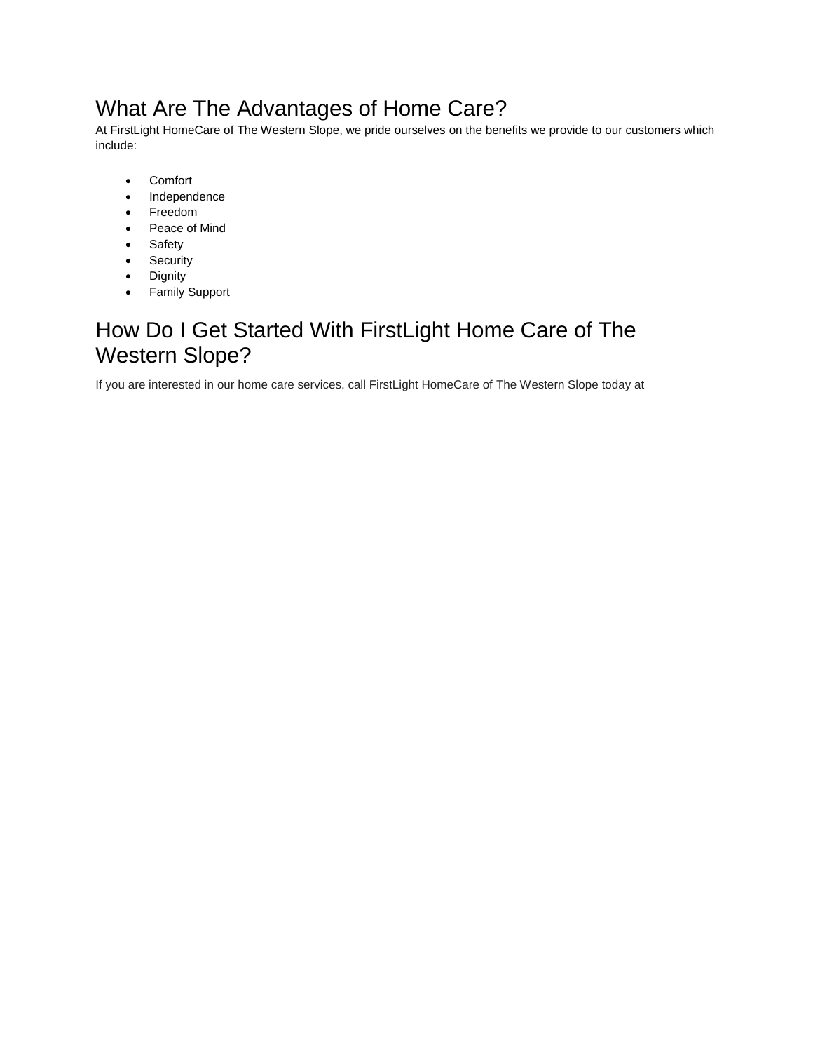# What Are The Advantages of Home Care?

At FirstLight HomeCare of The Western Slope, we pride ourselves on the benefits we provide to our customers which include:

- Comfort
- Independence
- Freedom
- Peace of Mind
- Safety
- Security
- Dignity
- Family Support

# How Do I Get Started With FirstLight Home Care of The Western Slope?

If you are interested in our home care services, call FirstLight HomeCare of The Western Slope today at